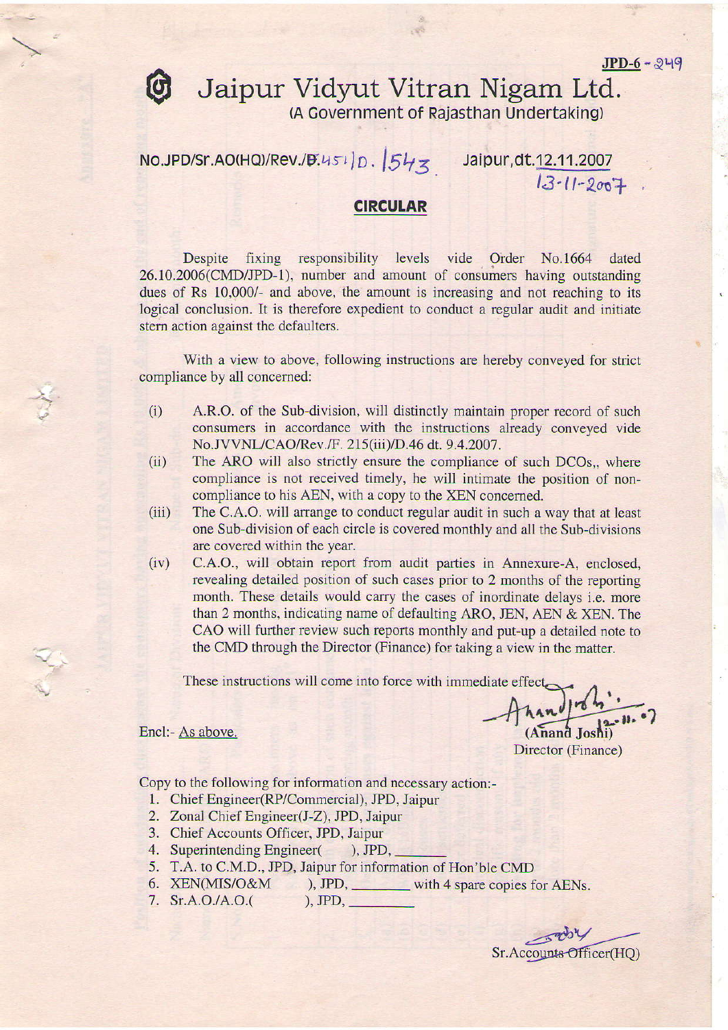JPD-6 - 249

# Jaipur Vidyut Vitran Nigam Ltd.

(A Government of Rajasthan Undertaking)

No.JPD/Sr.AO(HQ)/Rev./F.451/D. 1543 Jaipur, dt.12.11.2007 13-11-2007

## CIRCULAR

Despite fixing responsibility levels vide Order No.1664 dated 26.10.2006(CMD/JPD-1), number and amount of consumers having outstanding dues of Rs 10,000/- and above, the amount is increasing and not reaching to its logical conclusion. It is therefore expedient to conduct a regular audit and initiate stern action against the defaulters.

With a view to above, following instructions are hereby conveyed for strict compliance by all concerned:

(i) A.R.O. of the Sub-division, will distinctly maintain proper record of such consumers in accordance with the instructions already conveyed vide No.JVVNL/CAO/Rev./F. 215(iii)/D.46 dt. 9.4.2007.

(ii) The ARO will also strictly ensure the compliance of such DCOs,, where compliance is not received timely, he will intimate the position of non-compliance to his AEN, with a copy to the XEN concerned.

(iii) The C.A.O. will arrange to conduct regular audit in such a way that at least one Sub-division of each circle is covered monthly and all the Sub-divisions are covered within the year.

(iv) C.A.O., will obtain report from audit parties in Annexure-A, enclosed, revealing detailed position of such cases prior to 2 months of the reporting month. These details would carry the cases of inordinate delays i.e. more than 2 months, indicating name of defaulting ARO, JEN, AEN & XEN. The CAO will further review such reports monthly and put-up a detailed note to the CMD through the Director (Finance) for taking a view in the matter.

These instructions will come into force with immediate effect.

Encl:- As above.

(Anand Joshi)
Director (Finance)

Copy to the following for information and necessary action:-

1. Chief Engineer(RP/Commercial), JPD, Jaipur
2. Zonal Chief Engineer(J-Z), JPD, Jaipur
3. Chief Accounts Officer, JPD, Jaipur
4. Superintending Engineer( ), JPD, ______
5. T.A. to C.M.D., JPD, Jaipur for information of Hon'ble CMD
6. XEN(MIS/O&M ), JPD, ______ with 4 spare copies for AENs.
7. Sr.A.O./A.O.( ), JPD, ______

Sr.Accounts Officer(HQ)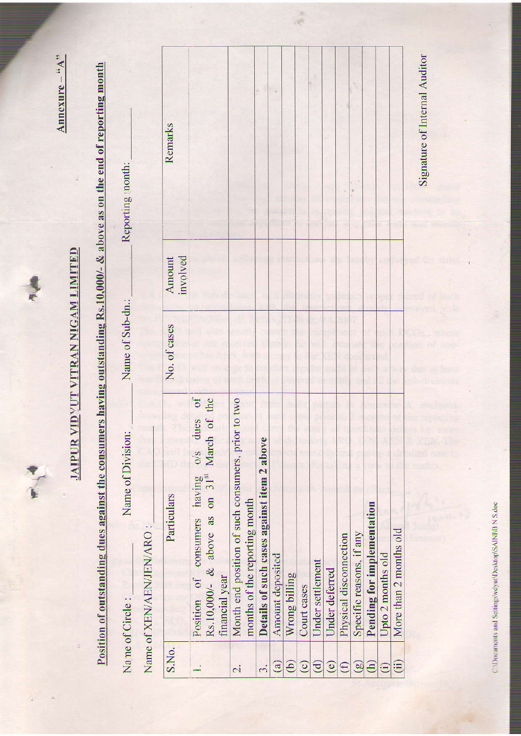**Annexure – "A"**

# JAIPUR VIDYUT VITRAN NIGAM LIMITED

**Position of outstanding dues against the consumers having outstanding Rs.10,000/- & above as on the end of reporting month**

Name of Circle : ______ Name of Division: ______ Name of Sub-dn.: ______ Reporting month: ______

Name of XEN/AEN/JEN/ARO : ______

| S.No. | Particulars | No. of cases | Amount involved | Remarks |
|---|---|---|---|---|
| i. | Position of consumers having o/s dues of Rs.10,000/- & above as on 31st March of the financial year | | | |
| 2. | Month end position of such consumers, prior to two months of the reporting month | | | |
| 3. | **Details of such cases against item 2 above** | | | |
| (a) | Amount deposited | | | |
| (b) | Wrong billing | | | |
| (c) | Court cases | | | |
| (d) | Under settlement | | | |
| (e) | Under deferred | | | |
| (f) | Physical disconnection | | | |
| (g) | Specific reasons, if any | | | |
| (h) | **Pending for implementation** | | | |
| (i) | Upto 2 months old | | | |
| (ii) | More than 2 months old | | | |

Signature of Internal Auditor

C:\Documents and Settings\vidyut\Desktop\SAINIR N S.doc